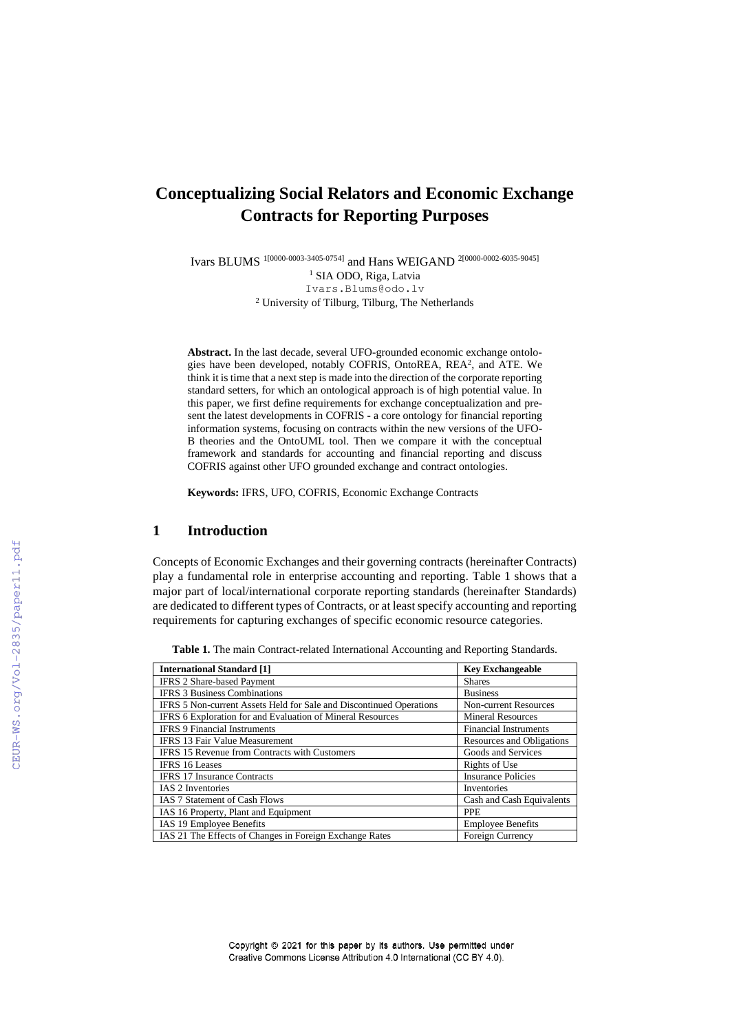# Conceptualizing Social Relators and Economic Exchange Contracts for Reporting Purposes

Ivars BLUMS [1[0000-0003-3405-0754]] and Hans WEIGAND [2[0000-0002-6035-9045]]

[1] SIA ODO, Riga, Latvia

Ivars.Blums@odo.lv

[2] University of Tilburg, Tilburg, The Netherlands

**Abstract.** In the last decade, several UFO-grounded economic exchange ontologies have been developed, notably COFRIS, OntoREA, REA[2], and ATE. We think it is time that a next step is made into the direction of the corporate reporting standard setters, for which an ontological approach is of high potential value. In this paper, we first define requirements for exchange conceptualization and present the latest developments in COFRIS - a core ontology for financial reporting information systems, focusing on contracts within the new versions of the UFO-B theories and the OntoUML tool. Then we compare it with the conceptual framework and standards for accounting and financial reporting and discuss COFRIS against other UFO grounded exchange and contract ontologies.

**Keywords:** IFRS, UFO, COFRIS, Economic Exchange Contracts

## 1 Introduction

Concepts of Economic Exchanges and their governing contracts (hereinafter Contracts) play a fundamental role in enterprise accounting and reporting. Table 1 shows that a major part of local/international corporate reporting standards (hereinafter Standards) are dedicated to different types of Contracts, or at least specify accounting and reporting requirements for capturing exchanges of specific economic resource categories.

**Table 1.** The main Contract-related International Accounting and Reporting Standards.

| International Standard [1] | Key Exchangeable |
|---|---|
| IFRS 2 Share-based Payment | Shares |
| IFRS 3 Business Combinations | Business |
| IFRS 5 Non-current Assets Held for Sale and Discontinued Operations | Non-current Resources |
| IFRS 6 Exploration for and Evaluation of Mineral Resources | Mineral Resources |
| IFRS 9 Financial Instruments | Financial Instruments |
| IFRS 13 Fair Value Measurement | Resources and Obligations |
| IFRS 15 Revenue from Contracts with Customers | Goods and Services |
| IFRS 16 Leases | Rights of Use |
| IFRS 17 Insurance Contracts | Insurance Policies |
| IAS 2 Inventories | Inventories |
| IAS 7 Statement of Cash Flows | Cash and Cash Equivalents |
| IAS 16 Property, Plant and Equipment | PPE |
| IAS 19 Employee Benefits | Employee Benefits |
| IAS 21 The Effects of Changes in Foreign Exchange Rates | Foreign Currency |

Copyright © 2021 for this paper by its authors. Use permitted under Creative Commons License Attribution 4.0 International (CC BY 4.0).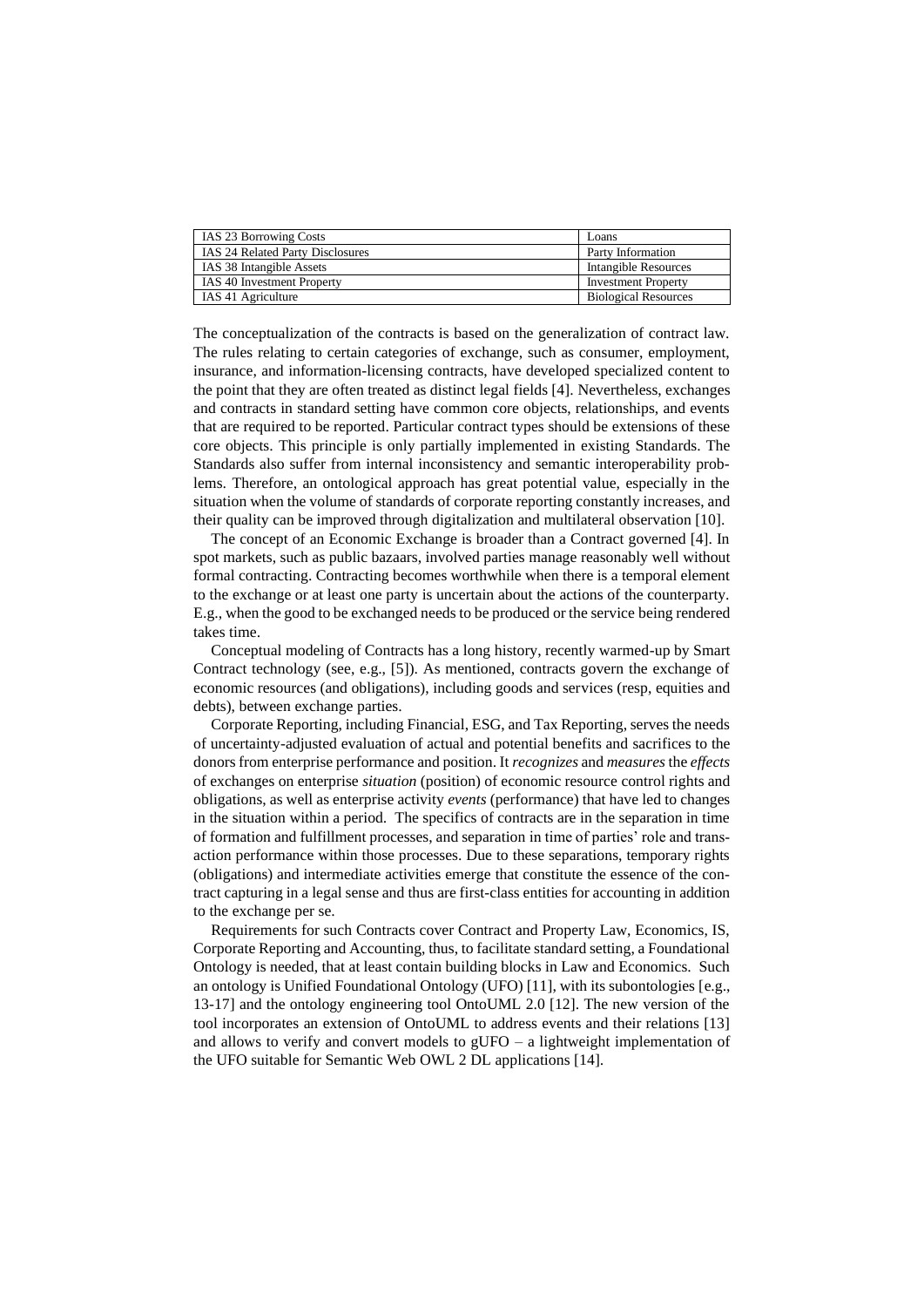| IAS 23 Borrowing Costs | Loans |
| --- | --- |
| IAS 24 Related Party Disclosures | Party Information |
| IAS 38 Intangible Assets | Intangible Resources |
| IAS 40 Investment Property | Investment Property |
| IAS 41 Agriculture | Biological Resources |

The conceptualization of the contracts is based on the generalization of contract law. The rules relating to certain categories of exchange, such as consumer, employment, insurance, and information-licensing contracts, have developed specialized content to the point that they are often treated as distinct legal fields [4]. Nevertheless, exchanges and contracts in standard setting have common core objects, relationships, and events that are required to be reported. Particular contract types should be extensions of these core objects. This principle is only partially implemented in existing Standards. The Standards also suffer from internal inconsistency and semantic interoperability problems. Therefore, an ontological approach has great potential value, especially in the situation when the volume of standards of corporate reporting constantly increases, and their quality can be improved through digitalization and multilateral observation [10].

The concept of an Economic Exchange is broader than a Contract governed [4]. In spot markets, such as public bazaars, involved parties manage reasonably well without formal contracting. Contracting becomes worthwhile when there is a temporal element to the exchange or at least one party is uncertain about the actions of the counterparty. E.g., when the good to be exchanged needs to be produced or the service being rendered takes time.

Conceptual modeling of Contracts has a long history, recently warmed-up by Smart Contract technology (see, e.g., [5]). As mentioned, contracts govern the exchange of economic resources (and obligations), including goods and services (resp, equities and debts), between exchange parties.

Corporate Reporting, including Financial, ESG, and Tax Reporting, serves the needs of uncertainty-adjusted evaluation of actual and potential benefits and sacrifices to the donors from enterprise performance and position. It *recognizes* and *measures* the *effects* of exchanges on enterprise *situation* (position) of economic resource control rights and obligations, as well as enterprise activity *events* (performance) that have led to changes in the situation within a period. The specifics of contracts are in the separation in time of formation and fulfillment processes, and separation in time of parties' role and transaction performance within those processes. Due to these separations, temporary rights (obligations) and intermediate activities emerge that constitute the essence of the contract capturing in a legal sense and thus are first-class entities for accounting in addition to the exchange per se.

Requirements for such Contracts cover Contract and Property Law, Economics, IS, Corporate Reporting and Accounting, thus, to facilitate standard setting, a Foundational Ontology is needed, that at least contain building blocks in Law and Economics. Such an ontology is Unified Foundational Ontology (UFO) [11], with its subontologies [e.g., 13-17] and the ontology engineering tool OntoUML 2.0 [12]. The new version of the tool incorporates an extension of OntoUML to address events and their relations [13] and allows to verify and convert models to gUFO – a lightweight implementation of the UFO suitable for Semantic Web OWL 2 DL applications [14].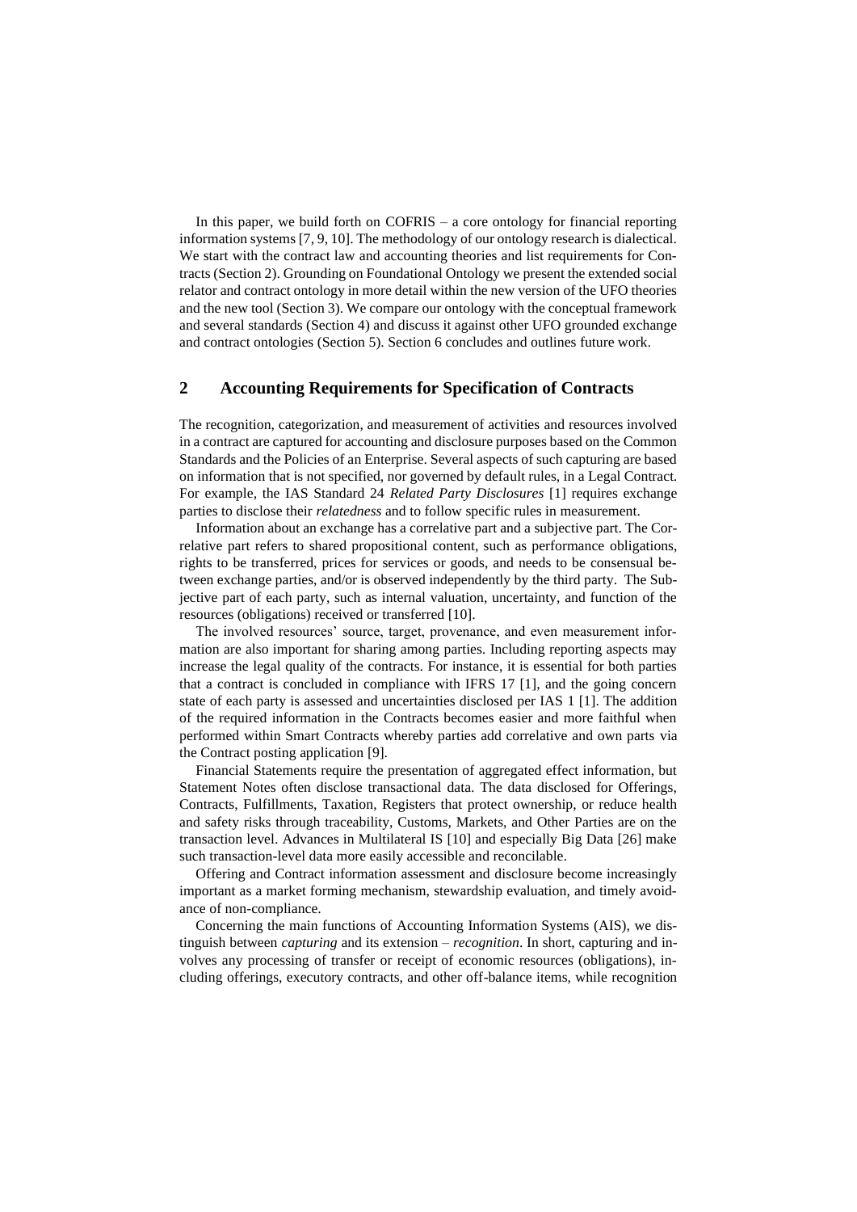In this paper, we build forth on COFRIS – a core ontology for financial reporting information systems [7, 9, 10]. The methodology of our ontology research is dialectical. We start with the contract law and accounting theories and list requirements for Contracts (Section 2). Grounding on Foundational Ontology we present the extended social relator and contract ontology in more detail within the new version of the UFO theories and the new tool (Section 3). We compare our ontology with the conceptual framework and several standards (Section 4) and discuss it against other UFO grounded exchange and contract ontologies (Section 5). Section 6 concludes and outlines future work.

## 2 Accounting Requirements for Specification of Contracts

The recognition, categorization, and measurement of activities and resources involved in a contract are captured for accounting and disclosure purposes based on the Common Standards and the Policies of an Enterprise. Several aspects of such capturing are based on information that is not specified, nor governed by default rules, in a Legal Contract. For example, the IAS Standard 24 *Related Party Disclosures* [1] requires exchange parties to disclose their *relatedness* and to follow specific rules in measurement.

Information about an exchange has a correlative part and a subjective part. The Correlative part refers to shared propositional content, such as performance obligations, rights to be transferred, prices for services or goods, and needs to be consensual between exchange parties, and/or is observed independently by the third party. The Subjective part of each party, such as internal valuation, uncertainty, and function of the resources (obligations) received or transferred [10].

The involved resources' source, target, provenance, and even measurement information are also important for sharing among parties. Including reporting aspects may increase the legal quality of the contracts. For instance, it is essential for both parties that a contract is concluded in compliance with IFRS 17 [1], and the going concern state of each party is assessed and uncertainties disclosed per IAS 1 [1]. The addition of the required information in the Contracts becomes easier and more faithful when performed within Smart Contracts whereby parties add correlative and own parts via the Contract posting application [9].

Financial Statements require the presentation of aggregated effect information, but Statement Notes often disclose transactional data. The data disclosed for Offerings, Contracts, Fulfillments, Taxation, Registers that protect ownership, or reduce health and safety risks through traceability, Customs, Markets, and Other Parties are on the transaction level. Advances in Multilateral IS [10] and especially Big Data [26] make such transaction-level data more easily accessible and reconcilable.

Offering and Contract information assessment and disclosure become increasingly important as a market forming mechanism, stewardship evaluation, and timely avoidance of non-compliance.

Concerning the main functions of Accounting Information Systems (AIS), we distinguish between *capturing* and its extension – *recognition*. In short, capturing and involves any processing of transfer or receipt of economic resources (obligations), including offerings, executory contracts, and other off-balance items, while recognition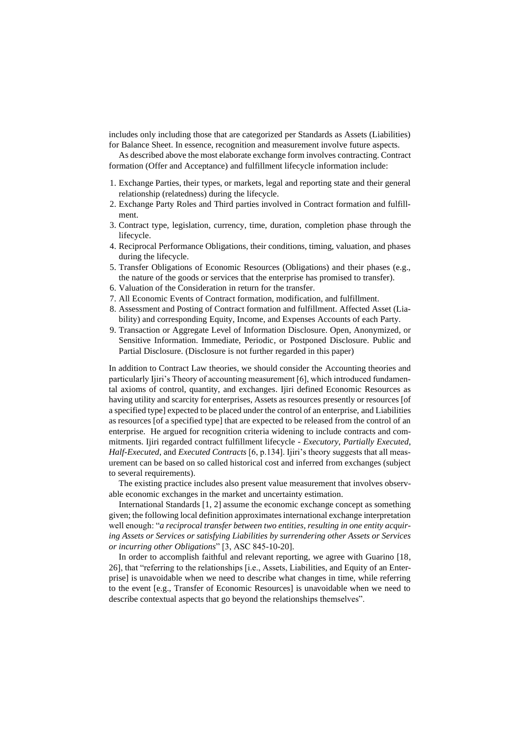includes only including those that are categorized per Standards as Assets (Liabilities) for Balance Sheet. In essence, recognition and measurement involve future aspects.

As described above the most elaborate exchange form involves contracting. Contract formation (Offer and Acceptance) and fulfillment lifecycle information include:

1. Exchange Parties, their types, or markets, legal and reporting state and their general relationship (relatedness) during the lifecycle.
2. Exchange Party Roles and Third parties involved in Contract formation and fulfillment.
3. Contract type, legislation, currency, time, duration, completion phase through the lifecycle.
4. Reciprocal Performance Obligations, their conditions, timing, valuation, and phases during the lifecycle.
5. Transfer Obligations of Economic Resources (Obligations) and their phases (e.g., the nature of the goods or services that the enterprise has promised to transfer).
6. Valuation of the Consideration in return for the transfer.
7. All Economic Events of Contract formation, modification, and fulfillment.
8. Assessment and Posting of Contract formation and fulfillment. Affected Asset (Liability) and corresponding Equity, Income, and Expenses Accounts of each Party.
9. Transaction or Aggregate Level of Information Disclosure. Open, Anonymized, or Sensitive Information. Immediate, Periodic, or Postponed Disclosure. Public and Partial Disclosure. (Disclosure is not further regarded in this paper)

In addition to Contract Law theories, we should consider the Accounting theories and particularly Ijiri's Theory of accounting measurement [6], which introduced fundamental axioms of control, quantity, and exchanges. Ijiri defined Economic Resources as having utility and scarcity for enterprises, Assets as resources presently or resources [of a specified type] expected to be placed under the control of an enterprise, and Liabilities as resources [of a specified type] that are expected to be released from the control of an enterprise. He argued for recognition criteria widening to include contracts and commitments. Ijiri regarded contract fulfillment lifecycle - *Executory*, *Partially Executed*, *Half-Executed*, and *Executed Contracts* [6, p.134]. Ijiri's theory suggests that all measurement can be based on so called historical cost and inferred from exchanges (subject to several requirements).

The existing practice includes also present value measurement that involves observable economic exchanges in the market and uncertainty estimation.

International Standards [1, 2] assume the economic exchange concept as something given; the following local definition approximates international exchange interpretation well enough: "*a reciprocal transfer between two entities, resulting in one entity acquiring Assets or Services or satisfying Liabilities by surrendering other Assets or Services or incurring other Obligations*" [3, ASC 845-10-20].

In order to accomplish faithful and relevant reporting, we agree with Guarino [18, 26], that "referring to the relationships [i.e., Assets, Liabilities, and Equity of an Enterprise] is unavoidable when we need to describe what changes in time, while referring to the event [e.g., Transfer of Economic Resources] is unavoidable when we need to describe contextual aspects that go beyond the relationships themselves".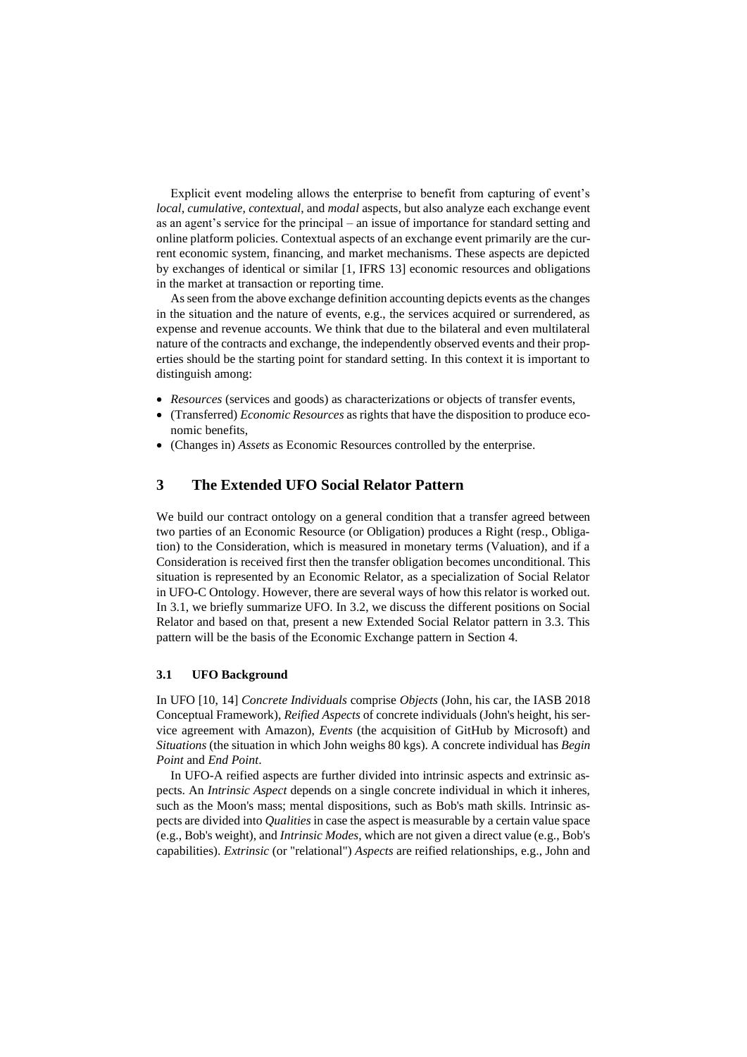Explicit event modeling allows the enterprise to benefit from capturing of event's *local*, *cumulative*, *contextual*, and *modal* aspects, but also analyze each exchange event as an agent's service for the principal – an issue of importance for standard setting and online platform policies. Contextual aspects of an exchange event primarily are the current economic system, financing, and market mechanisms. These aspects are depicted by exchanges of identical or similar [1, IFRS 13] economic resources and obligations in the market at transaction or reporting time.

As seen from the above exchange definition accounting depicts events as the changes in the situation and the nature of events, e.g., the services acquired or surrendered, as expense and revenue accounts. We think that due to the bilateral and even multilateral nature of the contracts and exchange, the independently observed events and their properties should be the starting point for standard setting. In this context it is important to distinguish among:

- *Resources* (services and goods) as characterizations or objects of transfer events,
- (Transferred) *Economic Resources* as rights that have the disposition to produce economic benefits,
- (Changes in) *Assets* as Economic Resources controlled by the enterprise.

## 3 The Extended UFO Social Relator Pattern

We build our contract ontology on a general condition that a transfer agreed between two parties of an Economic Resource (or Obligation) produces a Right (resp., Obligation) to the Consideration, which is measured in monetary terms (Valuation), and if a Consideration is received first then the transfer obligation becomes unconditional. This situation is represented by an Economic Relator, as a specialization of Social Relator in UFO-C Ontology. However, there are several ways of how this relator is worked out. In 3.1, we briefly summarize UFO. In 3.2, we discuss the different positions on Social Relator and based on that, present a new Extended Social Relator pattern in 3.3. This pattern will be the basis of the Economic Exchange pattern in Section 4.

### 3.1 UFO Background

In UFO [10, 14] *Concrete Individuals* comprise *Objects* (John, his car, the IASB 2018 Conceptual Framework), *Reified Aspects* of concrete individuals (John's height, his service agreement with Amazon), *Events* (the acquisition of GitHub by Microsoft) and *Situations* (the situation in which John weighs 80 kgs). A concrete individual has *Begin Point* and *End Point*.

In UFO-A reified aspects are further divided into intrinsic aspects and extrinsic aspects. An *Intrinsic Aspect* depends on a single concrete individual in which it inheres, such as the Moon's mass; mental dispositions, such as Bob's math skills. Intrinsic aspects are divided into *Qualities* in case the aspect is measurable by a certain value space (e.g., Bob's weight), and *Intrinsic Modes*, which are not given a direct value (e.g., Bob's capabilities). *Extrinsic* (or "relational") *Aspects* are reified relationships, e.g., John and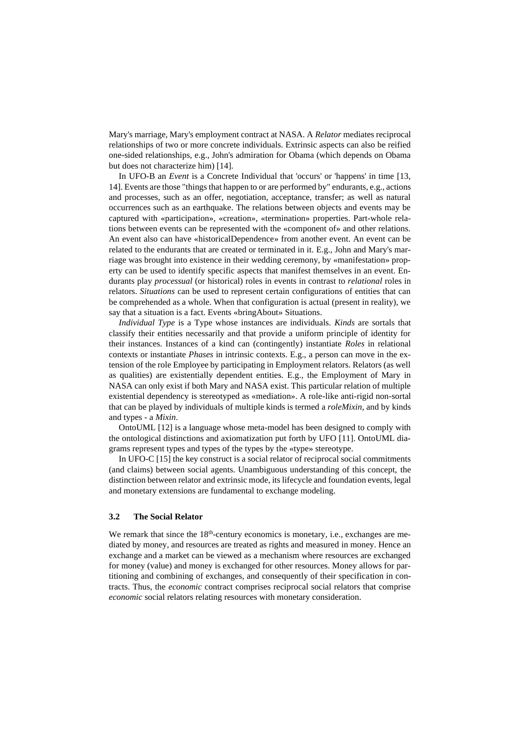Mary's marriage, Mary's employment contract at NASA. A *Relator* mediates reciprocal relationships of two or more concrete individuals. Extrinsic aspects can also be reified one-sided relationships, e.g., John's admiration for Obama (which depends on Obama but does not characterize him) [14].

In UFO-B an *Event* is a Concrete Individual that 'occurs' or 'happens' in time [13, 14]. Events are those "things that happen to or are performed by" endurants, e.g., actions and processes, such as an offer, negotiation, acceptance, transfer; as well as natural occurrences such as an earthquake. The relations between objects and events may be captured with «participation», «creation», «termination» properties. Part-whole relations between events can be represented with the «component of» and other relations. An event also can have «historicalDependence» from another event. An event can be related to the endurants that are created or terminated in it. E.g., John and Mary's marriage was brought into existence in their wedding ceremony, by «manifestation» property can be used to identify specific aspects that manifest themselves in an event. Endurants play *processual* (or historical) roles in events in contrast to *relational* roles in relators. *Situations* can be used to represent certain configurations of entities that can be comprehended as a whole. When that configuration is actual (present in reality), we say that a situation is a fact. Events «bringAbout» Situations.

*Individual Type* is a Type whose instances are individuals. *Kinds* are sortals that classify their entities necessarily and that provide a uniform principle of identity for their instances. Instances of a kind can (contingently) instantiate *Roles* in relational contexts or instantiate *Phases* in intrinsic contexts. E.g., a person can move in the extension of the role Employee by participating in Employment relators. Relators (as well as qualities) are existentially dependent entities. E.g., the Employment of Mary in NASA can only exist if both Mary and NASA exist. This particular relation of multiple existential dependency is stereotyped as «mediation». A role-like anti-rigid non-sortal that can be played by individuals of multiple kinds is termed a *roleMixin*, and by kinds and types - a *Mixin*.

OntoUML [12] is a language whose meta-model has been designed to comply with the ontological distinctions and axiomatization put forth by UFO [11]. OntoUML diagrams represent types and types of the types by the «type» stereotype.

In UFO-C [15] the key construct is a social relator of reciprocal social commitments (and claims) between social agents. Unambiguous understanding of this concept, the distinction between relator and extrinsic mode, its lifecycle and foundation events, legal and monetary extensions are fundamental to exchange modeling.

### 3.2 The Social Relator

We remark that since the 18th-century economics is monetary, i.e., exchanges are mediated by money, and resources are treated as rights and measured in money. Hence an exchange and a market can be viewed as a mechanism where resources are exchanged for money (value) and money is exchanged for other resources. Money allows for partitioning and combining of exchanges, and consequently of their specification in contracts. Thus, the *economic* contract comprises reciprocal social relators that comprise *economic* social relators relating resources with monetary consideration.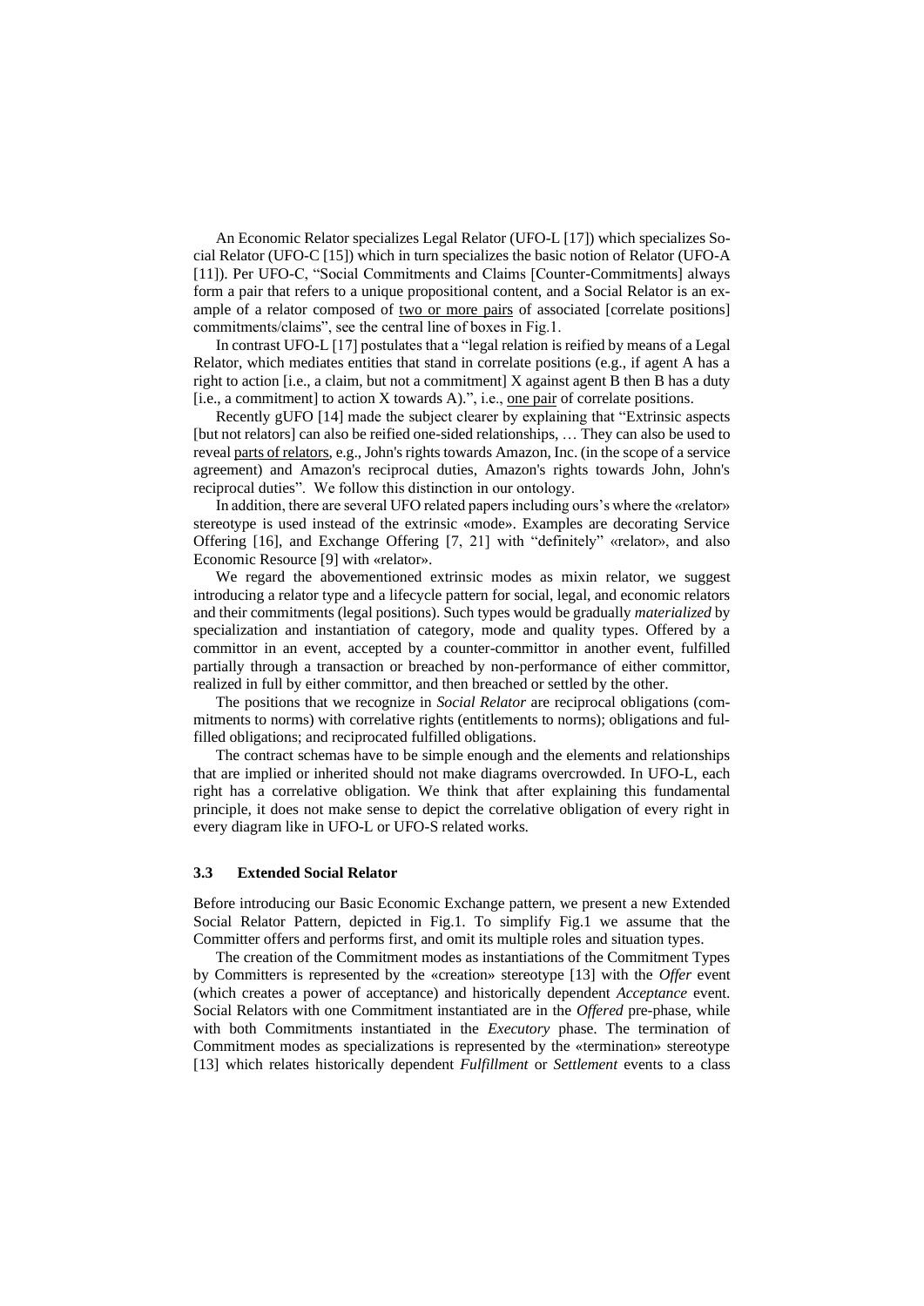An Economic Relator specializes Legal Relator (UFO-L [17]) which specializes Social Relator (UFO-C [15]) which in turn specializes the basic notion of Relator (UFO-A [11]). Per UFO-C, "Social Commitments and Claims [Counter-Commitments] always form a pair that refers to a unique propositional content, and a Social Relator is an example of a relator composed of <u>two or more pairs</u> of associated [correlate positions] commitments/claims", see the central line of boxes in Fig.1.

In contrast UFO-L [17] postulates that a "legal relation is reified by means of a Legal Relator, which mediates entities that stand in correlate positions (e.g., if agent A has a right to action [i.e., a claim, but not a commitment] X against agent B then B has a duty [i.e., a commitment] to action X towards A).", i.e., <u>one pair</u> of correlate positions.

Recently gUFO [14] made the subject clearer by explaining that "Extrinsic aspects [but not relators] can also be reified one-sided relationships, … They can also be used to reveal <u>parts of relators</u>, e.g., John's rights towards Amazon, Inc. (in the scope of a service agreement) and Amazon's reciprocal duties, Amazon's rights towards John, John's reciprocal duties". We follow this distinction in our ontology.

In addition, there are several UFO related papers including ours's where the «relator» stereotype is used instead of the extrinsic «mode». Examples are decorating Service Offering [16], and Exchange Offering [7, 21] with "definitely" «relator», and also Economic Resource [9] with «relator».

We regard the abovementioned extrinsic modes as mixin relator, we suggest introducing a relator type and a lifecycle pattern for social, legal, and economic relators and their commitments (legal positions). Such types would be gradually *materialized* by specialization and instantiation of category, mode and quality types. Offered by a committor in an event, accepted by a counter-committor in another event, fulfilled partially through a transaction or breached by non-performance of either committor, realized in full by either committor, and then breached or settled by the other.

The positions that we recognize in *Social Relator* are reciprocal obligations (commitments to norms) with correlative rights (entitlements to norms); obligations and fulfilled obligations; and reciprocated fulfilled obligations.

The contract schemas have to be simple enough and the elements and relationships that are implied or inherited should not make diagrams overcrowded. In UFO-L, each right has a correlative obligation. We think that after explaining this fundamental principle, it does not make sense to depict the correlative obligation of every right in every diagram like in UFO-L or UFO-S related works.

### 3.3 Extended Social Relator

Before introducing our Basic Economic Exchange pattern, we present a new Extended Social Relator Pattern, depicted in Fig.1. To simplify Fig.1 we assume that the Committer offers and performs first, and omit its multiple roles and situation types.

The creation of the Commitment modes as instantiations of the Commitment Types by Committers is represented by the «creation» stereotype [13] with the *Offer* event (which creates a power of acceptance) and historically dependent *Acceptance* event. Social Relators with one Commitment instantiated are in the *Offered* pre-phase, while with both Commitments instantiated in the *Executory* phase. The termination of Commitment modes as specializations is represented by the «termination» stereotype [13] which relates historically dependent *Fulfillment* or *Settlement* events to a class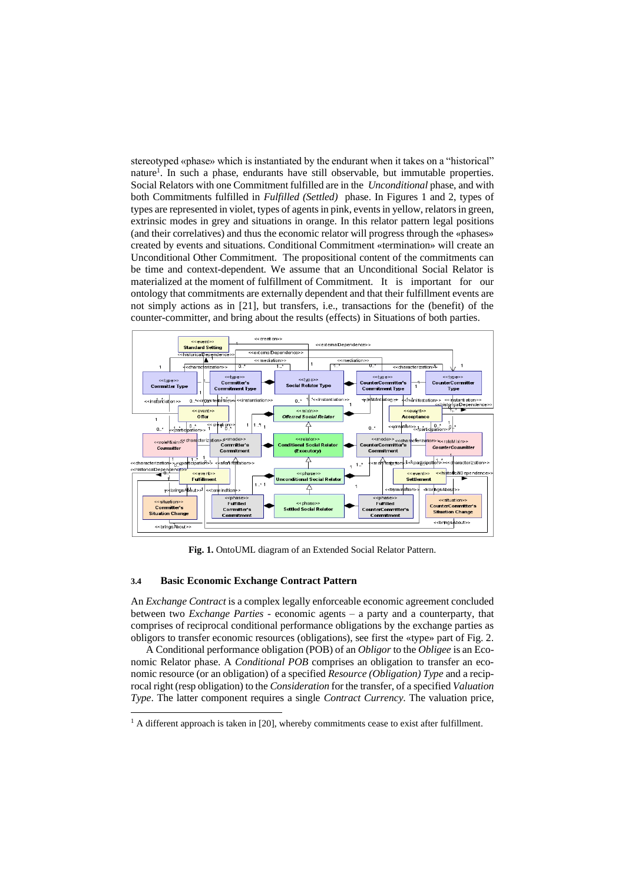stereotyped «phase» which is instantiated by the endurant when it takes on a "historical" nature[1]. In such a phase, endurants have still observable, but immutable properties. Social Relators with one Commitment fulfilled are in the *Unconditional* phase, and with both Commitments fulfilled in *Fulfilled (Settled)* phase. In Figures 1 and 2, types of types are represented in violet, types of agents in pink, events in yellow, relators in green, extrinsic modes in grey and situations in orange. In this relator pattern legal positions (and their correlatives) and thus the economic relator will progress through the «phases» created by events and situations. Conditional Commitment «termination» will create an Unconditional Other Commitment. The propositional content of the commitments can be time and context-dependent. We assume that an Unconditional Social Relator is materialized at the moment of fulfillment of Commitment. It is important for our ontology that commitments are externally dependent and that their fulfillment events are not simply actions as in [21], but transfers, i.e., transactions for the (benefit) of the counter-committer, and bring about the results (effects) in Situations of both parties.

**Fig. 1.** OntoUML diagram of an Extended Social Relator Pattern.

### 3.4 Basic Economic Exchange Contract Pattern

An *Exchange Contract* is a complex legally enforceable economic agreement concluded between two *Exchange Parties* - economic agents – a party and a counterparty, that comprises of reciprocal conditional performance obligations by the exchange parties as obligors to transfer economic resources (obligations), see first the «type» part of Fig. 2.

A Conditional performance obligation (POB) of an *Obligor* to the *Obligee* is an Economic Relator phase. A *Conditional POB* comprises an obligation to transfer an economic resource (or an obligation) of a specified *Resource (Obligation) Type* and a reciprocal right (resp obligation) to the *Consideration* for the transfer, of a specified *Valuation Type*. The latter component requires a single *Contract Currency*. The valuation price,

[1] A different approach is taken in [20], whereby commitments cease to exist after fulfillment.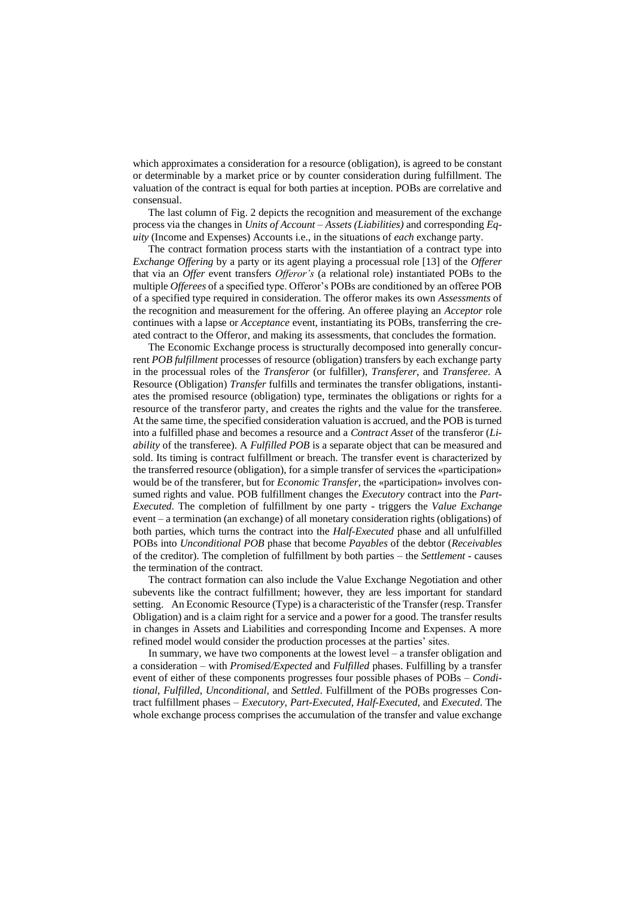which approximates a consideration for a resource (obligation), is agreed to be constant or determinable by a market price or by counter consideration during fulfillment. The valuation of the contract is equal for both parties at inception. POBs are correlative and consensual.

The last column of Fig. 2 depicts the recognition and measurement of the exchange process via the changes in *Units of Account – Assets (Liabilities)* and corresponding *Equity* (Income and Expenses) Accounts i.e., in the situations of *each* exchange party.

The contract formation process starts with the instantiation of a contract type into *Exchange Offering* by a party or its agent playing a processual role [13] of the *Offerer* that via an *Offer* event transfers *Offeror's* (a relational role) instantiated POBs to the multiple *Offerees* of a specified type. Offeror's POBs are conditioned by an offeree POB of a specified type required in consideration. The offeror makes its own *Assessments* of the recognition and measurement for the offering. An offeree playing an *Acceptor* role continues with a lapse or *Acceptance* event, instantiating its POBs, transferring the created contract to the Offeror, and making its assessments, that concludes the formation.

The Economic Exchange process is structurally decomposed into generally concurrent *POB fulfillment* processes of resource (obligation) transfers by each exchange party in the processual roles of the *Transferor* (or fulfiller), *Transferer*, and *Transferee*. A Resource (Obligation) *Transfer* fulfills and terminates the transfer obligations, instantiates the promised resource (obligation) type, terminates the obligations or rights for a resource of the transferor party, and creates the rights and the value for the transferee. At the same time, the specified consideration valuation is accrued, and the POB is turned into a fulfilled phase and becomes a resource and a *Contract Asset* of the transferor (*Liability* of the transferee). A *Fulfilled POB* is a separate object that can be measured and sold. Its timing is contract fulfillment or breach. The transfer event is characterized by the transferred resource (obligation), for a simple transfer of services the «participation» would be of the transferer, but for *Economic Transfer*, the «participation» involves consumed rights and value. POB fulfillment changes the *Executory* contract into the *Part-Executed*. The completion of fulfillment by one party - triggers the *Value Exchange* event – a termination (an exchange) of all monetary consideration rights (obligations) of both parties, which turns the contract into the *Half-Executed* phase and all unfulfilled POBs into *Unconditional POB* phase that become *Payables* of the debtor (*Receivables* of the creditor). The completion of fulfillment by both parties – the *Settlement* - causes the termination of the contract.

The contract formation can also include the Value Exchange Negotiation and other subevents like the contract fulfillment; however, they are less important for standard setting. An Economic Resource (Type) is a characteristic of the Transfer (resp. Transfer Obligation) and is a claim right for a service and a power for a good. The transfer results in changes in Assets and Liabilities and corresponding Income and Expenses. A more refined model would consider the production processes at the parties' sites.

In summary, we have two components at the lowest level – a transfer obligation and a consideration – with *Promised/Expected* and *Fulfilled* phases. Fulfilling by a transfer event of either of these components progresses four possible phases of POBs – *Conditional*, *Fulfilled*, *Unconditional*, and *Settled*. Fulfillment of the POBs progresses Contract fulfillment phases – *Executory*, *Part-Executed*, *Half-Executed*, and *Executed*. The whole exchange process comprises the accumulation of the transfer and value exchange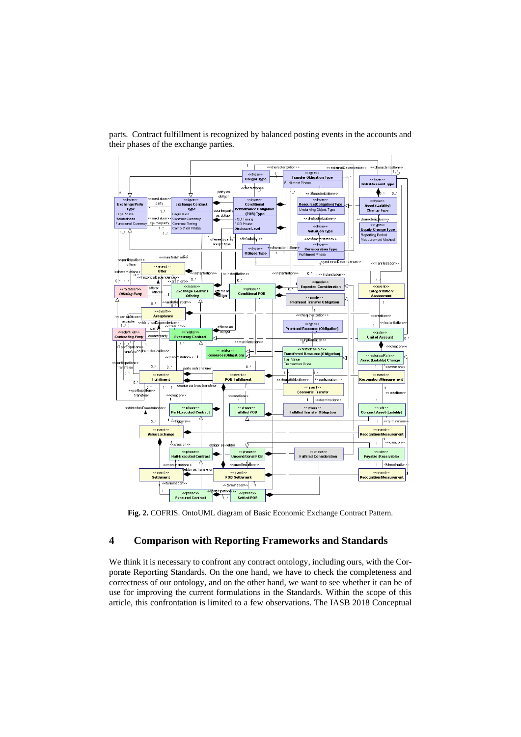parts. Contract fulfillment is recognized by balanced posting events in the accounts and their phases of the exchange parties.

**Fig. 2.** COFRIS. OntoUML diagram of Basic Economic Exchange Contract Pattern.

## 4 Comparison with Reporting Frameworks and Standards

We think it is necessary to confront any contract ontology, including ours, with the Corporate Reporting Standards. On the one hand, we have to check the completeness and correctness of our ontology, and on the other hand, we want to see whether it can be of use for improving the current formulations in the Standards. Within the scope of this article, this confrontation is limited to a few observations. The IASB 2018 Conceptual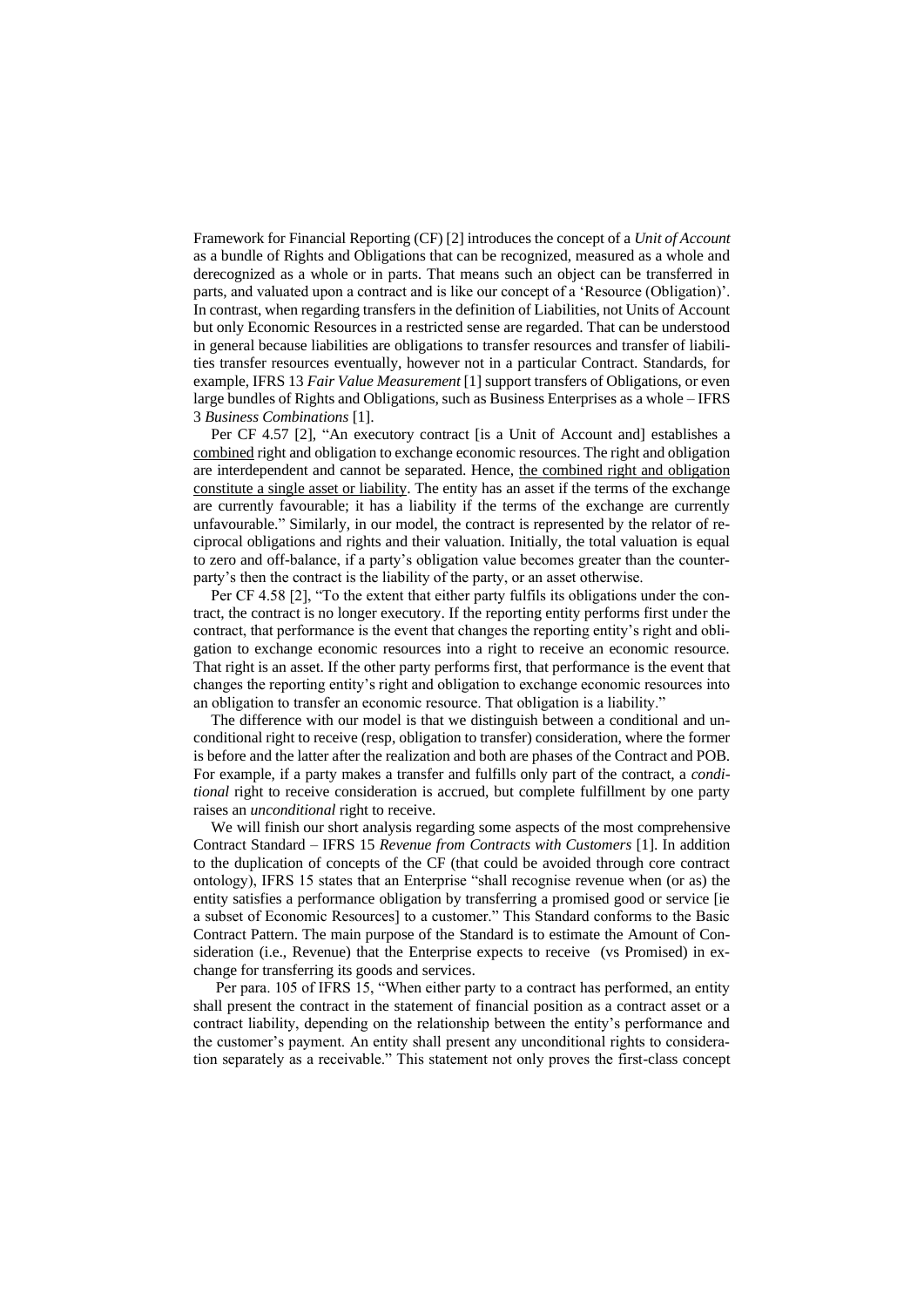Framework for Financial Reporting (CF) [2] introduces the concept of a *Unit of Account* as a bundle of Rights and Obligations that can be recognized, measured as a whole and derecognized as a whole or in parts. That means such an object can be transferred in parts, and valuated upon a contract and is like our concept of a 'Resource (Obligation)'. In contrast, when regarding transfers in the definition of Liabilities, not Units of Account but only Economic Resources in a restricted sense are regarded. That can be understood in general because liabilities are obligations to transfer resources and transfer of liabilities transfer resources eventually, however not in a particular Contract. Standards, for example, IFRS 13 *Fair Value Measurement* [1] support transfers of Obligations, or even large bundles of Rights and Obligations, such as Business Enterprises as a whole – IFRS 3 *Business Combinations* [1].

Per CF 4.57 [2], "An executory contract [is a Unit of Account and] establishes a combined right and obligation to exchange economic resources. The right and obligation are interdependent and cannot be separated. Hence, the combined right and obligation constitute a single asset or liability. The entity has an asset if the terms of the exchange are currently favourable; it has a liability if the terms of the exchange are currently unfavourable." Similarly, in our model, the contract is represented by the relator of reciprocal obligations and rights and their valuation. Initially, the total valuation is equal to zero and off-balance, if a party's obligation value becomes greater than the counterparty's then the contract is the liability of the party, or an asset otherwise.

Per CF 4.58 [2], "To the extent that either party fulfils its obligations under the contract, the contract is no longer executory. If the reporting entity performs first under the contract, that performance is the event that changes the reporting entity's right and obligation to exchange economic resources into a right to receive an economic resource. That right is an asset. If the other party performs first, that performance is the event that changes the reporting entity's right and obligation to exchange economic resources into an obligation to transfer an economic resource. That obligation is a liability."

The difference with our model is that we distinguish between a conditional and unconditional right to receive (resp, obligation to transfer) consideration, where the former is before and the latter after the realization and both are phases of the Contract and POB. For example, if a party makes a transfer and fulfills only part of the contract, a *conditional* right to receive consideration is accrued, but complete fulfillment by one party raises an *unconditional* right to receive.

We will finish our short analysis regarding some aspects of the most comprehensive Contract Standard – IFRS 15 *Revenue from Contracts with Customers* [1]. In addition to the duplication of concepts of the CF (that could be avoided through core contract ontology), IFRS 15 states that an Enterprise "shall recognise revenue when (or as) the entity satisfies a performance obligation by transferring a promised good or service [ie a subset of Economic Resources] to a customer." This Standard conforms to the Basic Contract Pattern. The main purpose of the Standard is to estimate the Amount of Consideration (i.e., Revenue) that the Enterprise expects to receive (vs Promised) in exchange for transferring its goods and services.

Per para. 105 of IFRS 15, "When either party to a contract has performed, an entity shall present the contract in the statement of financial position as a contract asset or a contract liability, depending on the relationship between the entity's performance and the customer's payment. An entity shall present any unconditional rights to consideration separately as a receivable." This statement not only proves the first-class concept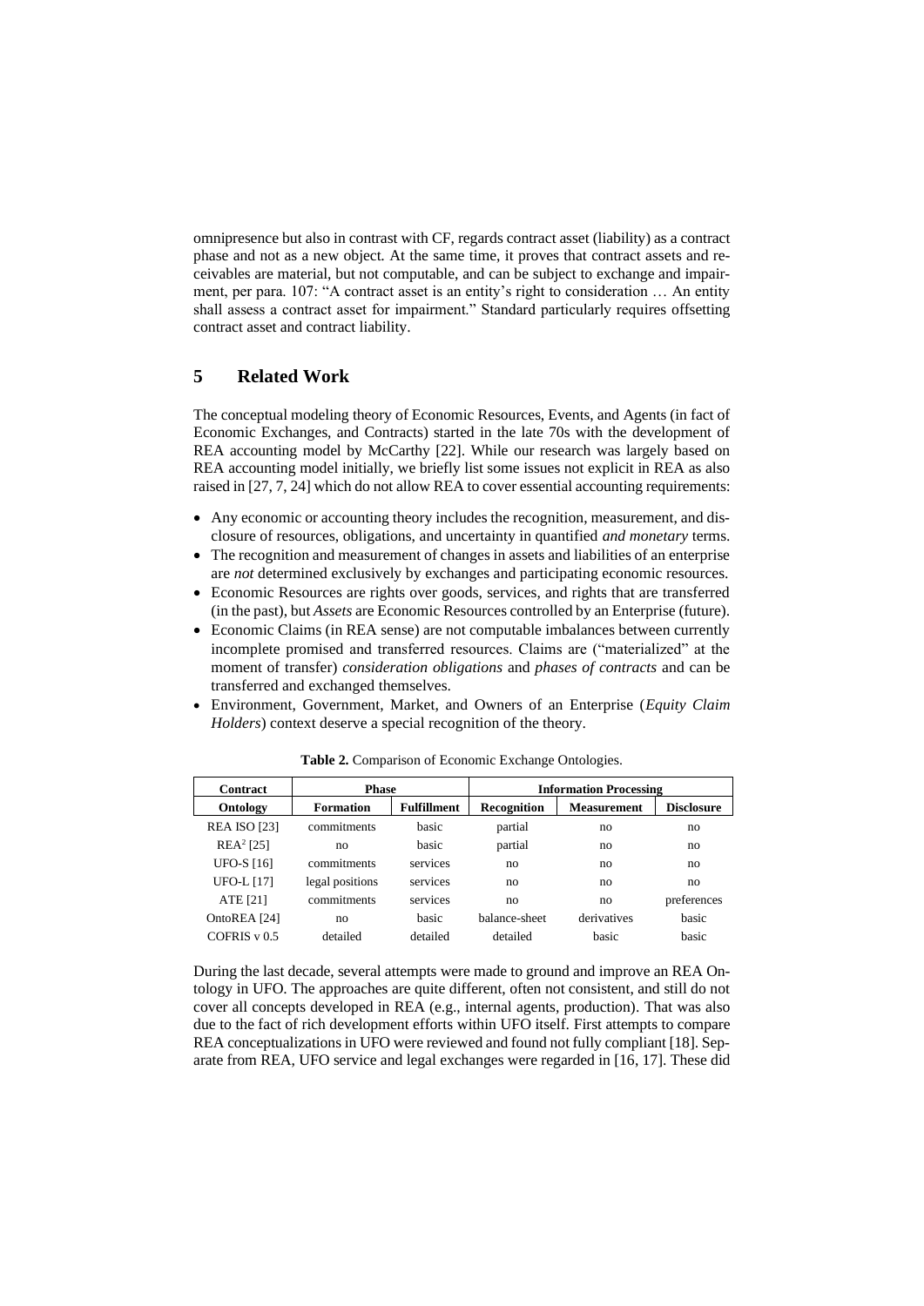omnipresence but also in contrast with CF, regards contract asset (liability) as a contract phase and not as a new object. At the same time, it proves that contract assets and receivables are material, but not computable, and can be subject to exchange and impairment, per para. 107: "A contract asset is an entity's right to consideration … An entity shall assess a contract asset for impairment." Standard particularly requires offsetting contract asset and contract liability.

## 5 Related Work

The conceptual modeling theory of Economic Resources, Events, and Agents (in fact of Economic Exchanges, and Contracts) started in the late 70s with the development of REA accounting model by McCarthy [22]. While our research was largely based on REA accounting model initially, we briefly list some issues not explicit in REA as also raised in [27, 7, 24] which do not allow REA to cover essential accounting requirements:

- Any economic or accounting theory includes the recognition, measurement, and disclosure of resources, obligations, and uncertainty in quantified *and monetary* terms.
- The recognition and measurement of changes in assets and liabilities of an enterprise are *not* determined exclusively by exchanges and participating economic resources.
- Economic Resources are rights over goods, services, and rights that are transferred (in the past), but *Assets* are Economic Resources controlled by an Enterprise (future).
- Economic Claims (in REA sense) are not computable imbalances between currently incomplete promised and transferred resources. Claims are ("materialized" at the moment of transfer) *consideration obligations* and *phases of contracts* and can be transferred and exchanged themselves.
- Environment, Government, Market, and Owners of an Enterprise (*Equity Claim Holders*) context deserve a special recognition of the theory.

**Table 2.** Comparison of Economic Exchange Ontologies.

| Contract | Phase | | Information Processing | | |
|---|---|---|---|---|---|
| **Ontology** | **Formation** | **Fulfillment** | **Recognition** | **Measurement** | **Disclosure** |
| REA ISO [23] | commitments | basic | partial | no | no |
| REA² [25] | no | basic | partial | no | no |
| UFO-S [16] | commitments | services | no | no | no |
| UFO-L [17] | legal positions | services | no | no | no |
| ATE [21] | commitments | services | no | no | preferences |
| OntoREA [24] | no | basic | balance-sheet | derivatives | basic |
| COFRIS v 0.5 | detailed | detailed | detailed | basic | basic |

During the last decade, several attempts were made to ground and improve an REA Ontology in UFO. The approaches are quite different, often not consistent, and still do not cover all concepts developed in REA (e.g., internal agents, production). That was also due to the fact of rich development efforts within UFO itself. First attempts to compare REA conceptualizations in UFO were reviewed and found not fully compliant [18]. Separate from REA, UFO service and legal exchanges were regarded in [16, 17]. These did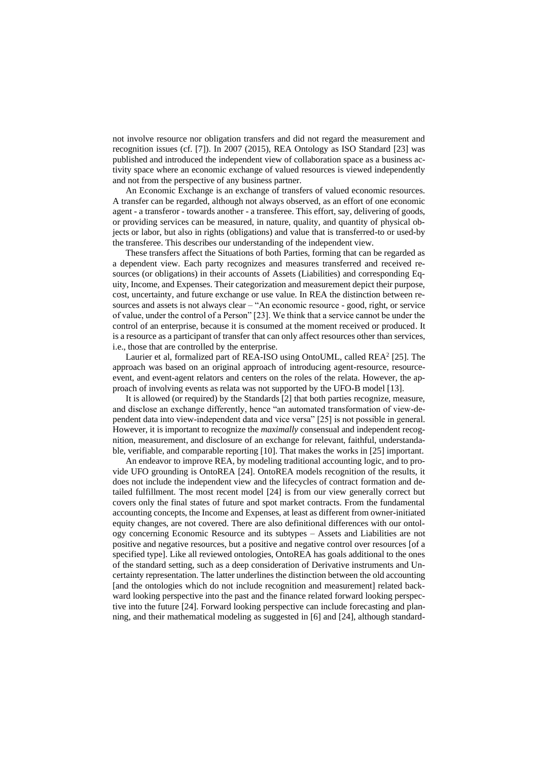not involve resource nor obligation transfers and did not regard the measurement and recognition issues (cf. [7]). In 2007 (2015), REA Ontology as ISO Standard [23] was published and introduced the independent view of collaboration space as a business activity space where an economic exchange of valued resources is viewed independently and not from the perspective of any business partner.

An Economic Exchange is an exchange of transfers of valued economic resources. A transfer can be regarded, although not always observed, as an effort of one economic agent - a transferor - towards another - a transferee. This effort, say, delivering of goods, or providing services can be measured, in nature, quality, and quantity of physical objects or labor, but also in rights (obligations) and value that is transferred-to or used-by the transferee. This describes our understanding of the independent view.

These transfers affect the Situations of both Parties, forming that can be regarded as a dependent view. Each party recognizes and measures transferred and received resources (or obligations) in their accounts of Assets (Liabilities) and corresponding Equity, Income, and Expenses. Their categorization and measurement depict their purpose, cost, uncertainty, and future exchange or use value. In REA the distinction between resources and assets is not always clear – "An economic resource - good, right, or service of value, under the control of a Person" [23]. We think that a service cannot be under the control of an enterprise, because it is consumed at the moment received or produced. It is a resource as a participant of transfer that can only affect resources other than services, i.e., those that are controlled by the enterprise.

Laurier et al, formalized part of REA-ISO using OntoUML, called REA[2] [25]. The approach was based on an original approach of introducing agent-resource, resource-event, and event-agent relators and centers on the roles of the relata. However, the approach of involving events as relata was not supported by the UFO-B model [13].

It is allowed (or required) by the Standards [2] that both parties recognize, measure, and disclose an exchange differently, hence "an automated transformation of view-dependent data into view-independent data and vice versa" [25] is not possible in general. However, it is important to recognize the *maximally* consensual and independent recognition, measurement, and disclosure of an exchange for relevant, faithful, understandable, verifiable, and comparable reporting [10]. That makes the works in [25] important.

An endeavor to improve REA, by modeling traditional accounting logic, and to provide UFO grounding is OntoREA [24]. OntoREA models recognition of the results, it does not include the independent view and the lifecycles of contract formation and detailed fulfillment. The most recent model [24] is from our view generally correct but covers only the final states of future and spot market contracts. From the fundamental accounting concepts, the Income and Expenses, at least as different from owner-initiated equity changes, are not covered. There are also definitional differences with our ontology concerning Economic Resource and its subtypes – Assets and Liabilities are not positive and negative resources, but a positive and negative control over resources [of a specified type]. Like all reviewed ontologies, OntoREA has goals additional to the ones of the standard setting, such as a deep consideration of Derivative instruments and Uncertainty representation. The latter underlines the distinction between the old accounting [and the ontologies which do not include recognition and measurement] related backward looking perspective into the past and the finance related forward looking perspective into the future [24]. Forward looking perspective can include forecasting and planning, and their mathematical modeling as suggested in [6] and [24], although standard-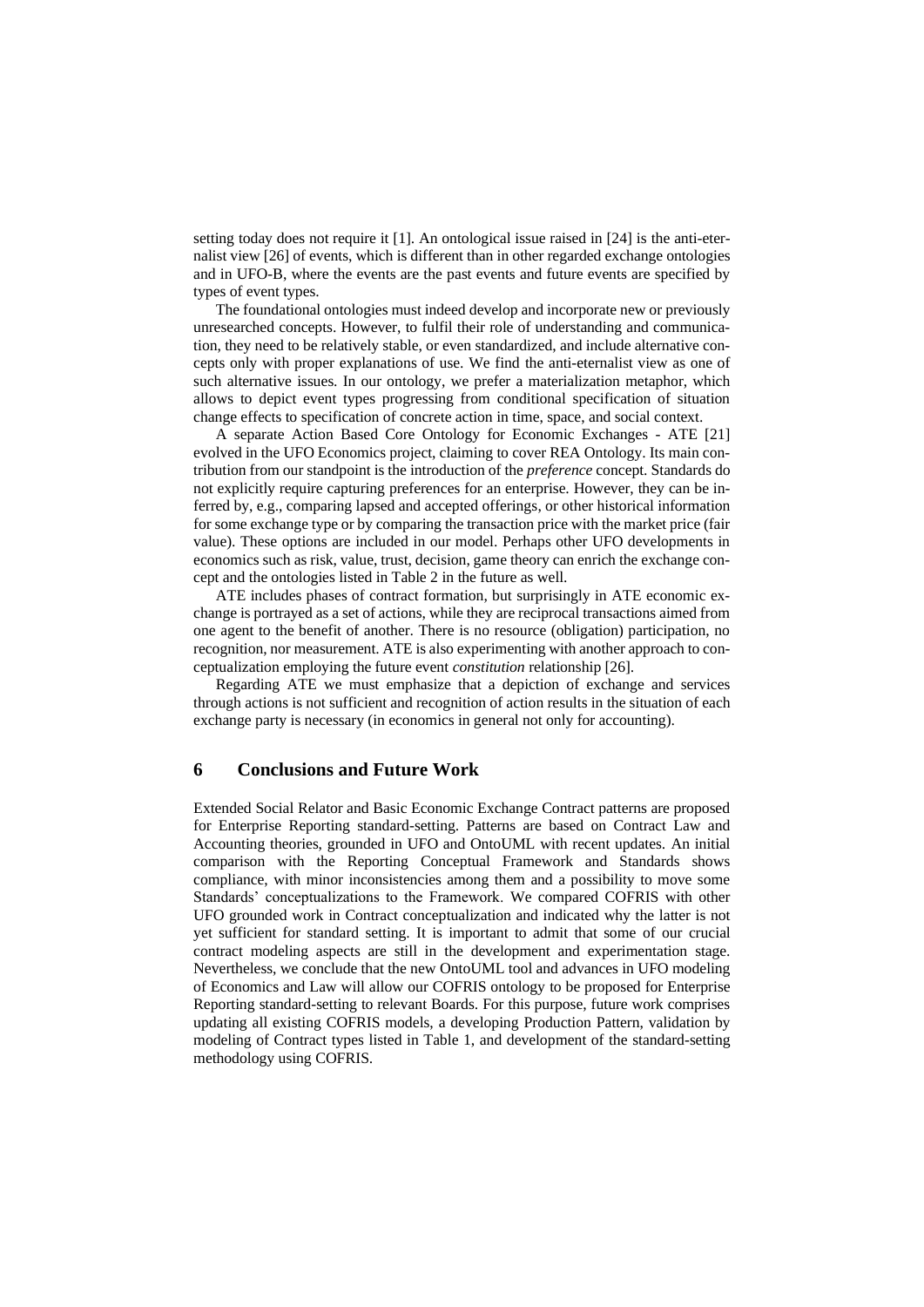setting today does not require it [1]. An ontological issue raised in [24] is the anti-eternalist view [26] of events, which is different than in other regarded exchange ontologies and in UFO-B, where the events are the past events and future events are specified by types of event types.

The foundational ontologies must indeed develop and incorporate new or previously unresearched concepts. However, to fulfil their role of understanding and communication, they need to be relatively stable, or even standardized, and include alternative concepts only with proper explanations of use. We find the anti-eternalist view as one of such alternative issues. In our ontology, we prefer a materialization metaphor, which allows to depict event types progressing from conditional specification of situation change effects to specification of concrete action in time, space, and social context.

A separate Action Based Core Ontology for Economic Exchanges - ATE [21] evolved in the UFO Economics project, claiming to cover REA Ontology. Its main contribution from our standpoint is the introduction of the *preference* concept. Standards do not explicitly require capturing preferences for an enterprise. However, they can be inferred by, e.g., comparing lapsed and accepted offerings, or other historical information for some exchange type or by comparing the transaction price with the market price (fair value). These options are included in our model. Perhaps other UFO developments in economics such as risk, value, trust, decision, game theory can enrich the exchange concept and the ontologies listed in Table 2 in the future as well.

ATE includes phases of contract formation, but surprisingly in ATE economic exchange is portrayed as a set of actions, while they are reciprocal transactions aimed from one agent to the benefit of another. There is no resource (obligation) participation, no recognition, nor measurement. ATE is also experimenting with another approach to conceptualization employing the future event *constitution* relationship [26].

Regarding ATE we must emphasize that a depiction of exchange and services through actions is not sufficient and recognition of action results in the situation of each exchange party is necessary (in economics in general not only for accounting).

## 6 Conclusions and Future Work

Extended Social Relator and Basic Economic Exchange Contract patterns are proposed for Enterprise Reporting standard-setting. Patterns are based on Contract Law and Accounting theories, grounded in UFO and OntoUML with recent updates. An initial comparison with the Reporting Conceptual Framework and Standards shows compliance, with minor inconsistencies among them and a possibility to move some Standards' conceptualizations to the Framework. We compared COFRIS with other UFO grounded work in Contract conceptualization and indicated why the latter is not yet sufficient for standard setting. It is important to admit that some of our crucial contract modeling aspects are still in the development and experimentation stage. Nevertheless, we conclude that the new OntoUML tool and advances in UFO modeling of Economics and Law will allow our COFRIS ontology to be proposed for Enterprise Reporting standard-setting to relevant Boards. For this purpose, future work comprises updating all existing COFRIS models, a developing Production Pattern, validation by modeling of Contract types listed in Table 1, and development of the standard-setting methodology using COFRIS.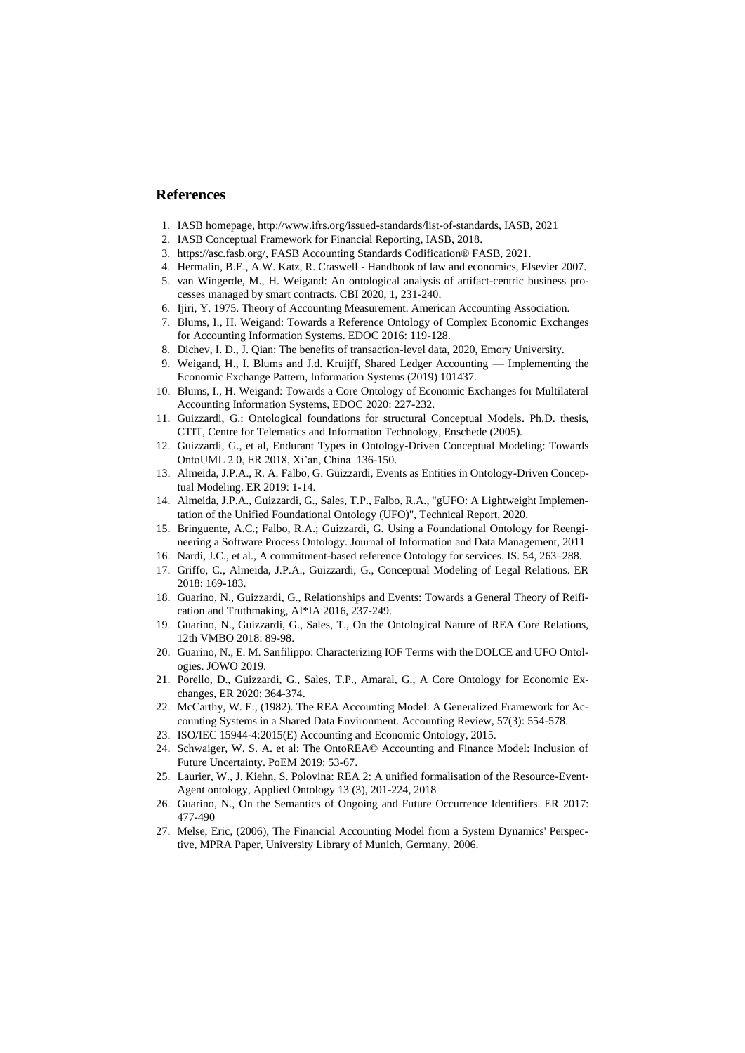## References

1. IASB homepage, http://www.ifrs.org/issued-standards/list-of-standards, IASB, 2021
2. IASB Conceptual Framework for Financial Reporting, IASB, 2018.
3. https://asc.fasb.org/, FASB Accounting Standards Codification® FASB, 2021.
4. Hermalin, B.E., A.W. Katz, R. Craswell - Handbook of law and economics, Elsevier 2007.
5. van Wingerde, M., H. Weigand: An ontological analysis of artifact-centric business processes managed by smart contracts. CBI 2020, 1, 231-240.
6. Ijiri, Y. 1975. Theory of Accounting Measurement. American Accounting Association.
7. Blums, I., H. Weigand: Towards a Reference Ontology of Complex Economic Exchanges for Accounting Information Systems. EDOC 2016: 119-128.
8. Dichev, I. D., J. Qian: The benefits of transaction-level data, 2020, Emory University.
9. Weigand, H., I. Blums and J.d. Kruijff, Shared Ledger Accounting — Implementing the Economic Exchange Pattern, Information Systems (2019) 101437.
10. Blums, I., H. Weigand: Towards a Core Ontology of Economic Exchanges for Multilateral Accounting Information Systems, EDOC 2020: 227-232.
11. Guizzardi, G.: Ontological foundations for structural Conceptual Models. Ph.D. thesis, CTIT, Centre for Telematics and Information Technology, Enschede (2005).
12. Guizzardi, G., et al, Endurant Types in Ontology-Driven Conceptual Modeling: Towards OntoUML 2.0, ER 2018, Xi'an, China. 136-150.
13. Almeida, J.P.A., R. A. Falbo, G. Guizzardi, Events as Entities in Ontology-Driven Conceptual Modeling. ER 2019: 1-14.
14. Almeida, J.P.A., Guizzardi, G., Sales, T.P., Falbo, R.A., "gUFO: A Lightweight Implementation of the Unified Foundational Ontology (UFO)", Technical Report, 2020.
15. Bringuente, A.C.; Falbo, R.A.; Guizzardi, G. Using a Foundational Ontology for Reengineering a Software Process Ontology. Journal of Information and Data Management, 2011
16. Nardi, J.C., et al., A commitment-based reference Ontology for services. IS. 54, 263–288.
17. Griffo, C., Almeida, J.P.A., Guizzardi, G., Conceptual Modeling of Legal Relations. ER 2018: 169-183.
18. Guarino, N., Guizzardi, G., Relationships and Events: Towards a General Theory of Reification and Truthmaking, AI*IA 2016, 237-249.
19. Guarino, N., Guizzardi, G., Sales, T., On the Ontological Nature of REA Core Relations, 12th VMBO 2018: 89-98.
20. Guarino, N., E. M. Sanfilippo: Characterizing IOF Terms with the DOLCE and UFO Ontologies. JOWO 2019.
21. Porello, D., Guizzardi, G., Sales, T.P., Amaral, G., A Core Ontology for Economic Exchanges, ER 2020: 364-374.
22. McCarthy, W. E., (1982). The REA Accounting Model: A Generalized Framework for Accounting Systems in a Shared Data Environment. Accounting Review, 57(3): 554-578.
23. ISO/IEC 15944-4:2015(E) Accounting and Economic Ontology, 2015.
24. Schwaiger, W. S. A. et al: The OntoREA© Accounting and Finance Model: Inclusion of Future Uncertainty. PoEM 2019: 53-67.
25. Laurier, W., J. Kiehn, S. Polovina: REA 2: A unified formalisation of the Resource-Event-Agent ontology, Applied Ontology 13 (3), 201-224, 2018
26. Guarino, N., On the Semantics of Ongoing and Future Occurrence Identifiers. ER 2017: 477-490
27. Melse, Eric, (2006), The Financial Accounting Model from a System Dynamics' Perspective, MPRA Paper, University Library of Munich, Germany, 2006.